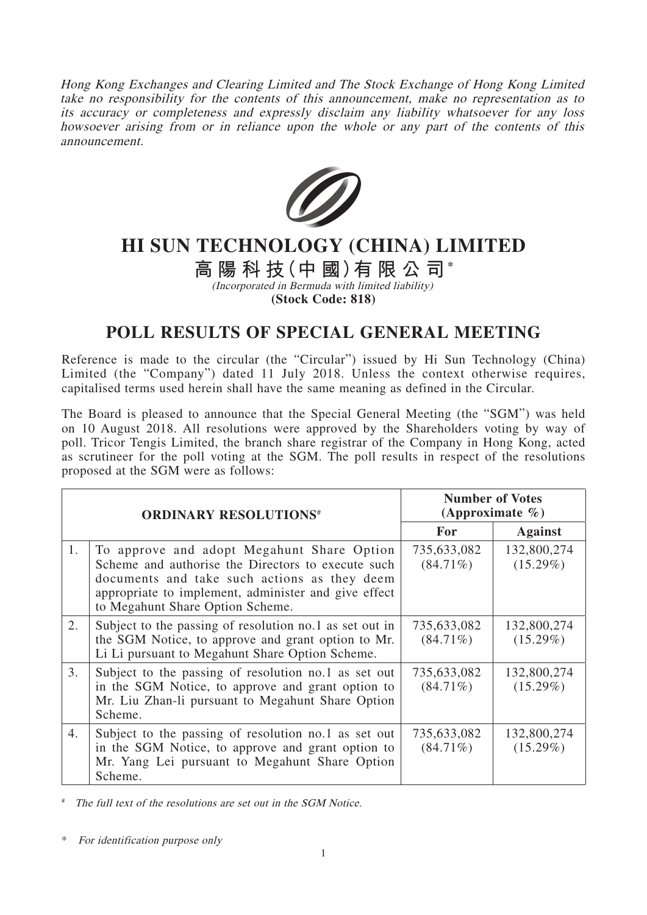*Hong Kong Exchanges and Clearing Limited and The Stock Exchange of Hong Kong Limited take no responsibility for the contents of this announcement, make no representation as to its accuracy or completeness and expressly disclaim any liability whatsoever for any loss howsoever arising from or in reliance upon the whole or any part of the contents of this announcement.*

# HI SUN TECHNOLOGY (CHINA) LIMITED

# 高陽科技(中國)有限公司*

*(Incorporated in Bermuda with limited liability)*

**(Stock Code: 818)**

## POLL RESULTS OF SPECIAL GENERAL MEETING

Reference is made to the circular (the "Circular") issued by Hi Sun Technology (China) Limited (the "Company") dated 11 July 2018. Unless the context otherwise requires, capitalised terms used herein shall have the same meaning as defined in the Circular.

The Board is pleased to announce that the Special General Meeting (the "SGM") was held on 10 August 2018. All resolutions were approved by the Shareholders voting by way of poll. Tricor Tengis Limited, the branch share registrar of the Company in Hong Kong, acted as scrutineer for the poll voting at the SGM. The poll results in respect of the resolutions proposed at the SGM were as follows:

| | **ORDINARY RESOLUTIONS#** | **Number of Votes (Approximate %)** | |
|---|---|---|---|
| | | **For** | **Against** |
| 1. | To approve and adopt Megahunt Share Option Scheme and authorise the Directors to execute such documents and take such actions as they deem appropriate to implement, administer and give effect to Megahunt Share Option Scheme. | 735,633,082 (84.71%) | 132,800,274 (15.29%) |
| 2. | Subject to the passing of resolution no.1 as set out in the SGM Notice, to approve and grant option to Mr. Li Li pursuant to Megahunt Share Option Scheme. | 735,633,082 (84.71%) | 132,800,274 (15.29%) |
| 3. | Subject to the passing of resolution no.1 as set out in the SGM Notice, to approve and grant option to Mr. Liu Zhan-li pursuant to Megahunt Share Option Scheme. | 735,633,082 (84.71%) | 132,800,274 (15.29%) |
| 4. | Subject to the passing of resolution no.1 as set out in the SGM Notice, to approve and grant option to Mr. Yang Lei pursuant to Megahunt Share Option Scheme. | 735,633,082 (84.71%) | 132,800,274 (15.29%) |

# *The full text of the resolutions are set out in the SGM Notice.*

\* *For identification purpose only*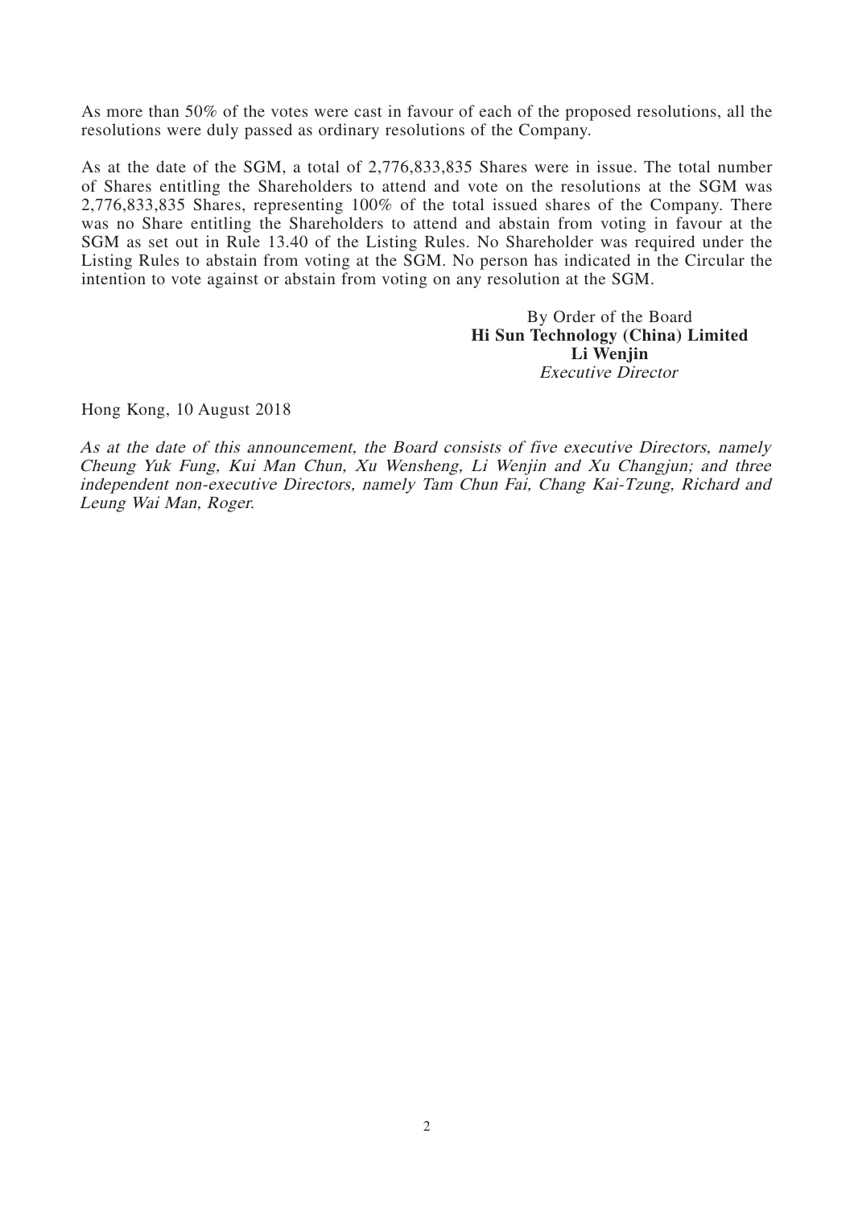As more than 50% of the votes were cast in favour of each of the proposed resolutions, all the resolutions were duly passed as ordinary resolutions of the Company.

As at the date of the SGM, a total of 2,776,833,835 Shares were in issue. The total number of Shares entitling the Shareholders to attend and vote on the resolutions at the SGM was 2,776,833,835 Shares, representing 100% of the total issued shares of the Company. There was no Share entitling the Shareholders to attend and abstain from voting in favour at the SGM as set out in Rule 13.40 of the Listing Rules. No Shareholder was required under the Listing Rules to abstain from voting at the SGM. No person has indicated in the Circular the intention to vote against or abstain from voting on any resolution at the SGM.

By Order of the Board
**Hi Sun Technology (China) Limited**
**Li Wenjin**
*Executive Director*

Hong Kong, 10 August 2018

*As at the date of this announcement, the Board consists of five executive Directors, namely Cheung Yuk Fung, Kui Man Chun, Xu Wensheng, Li Wenjin and Xu Changjun; and three independent non-executive Directors, namely Tam Chun Fai, Chang Kai-Tzung, Richard and Leung Wai Man, Roger.*